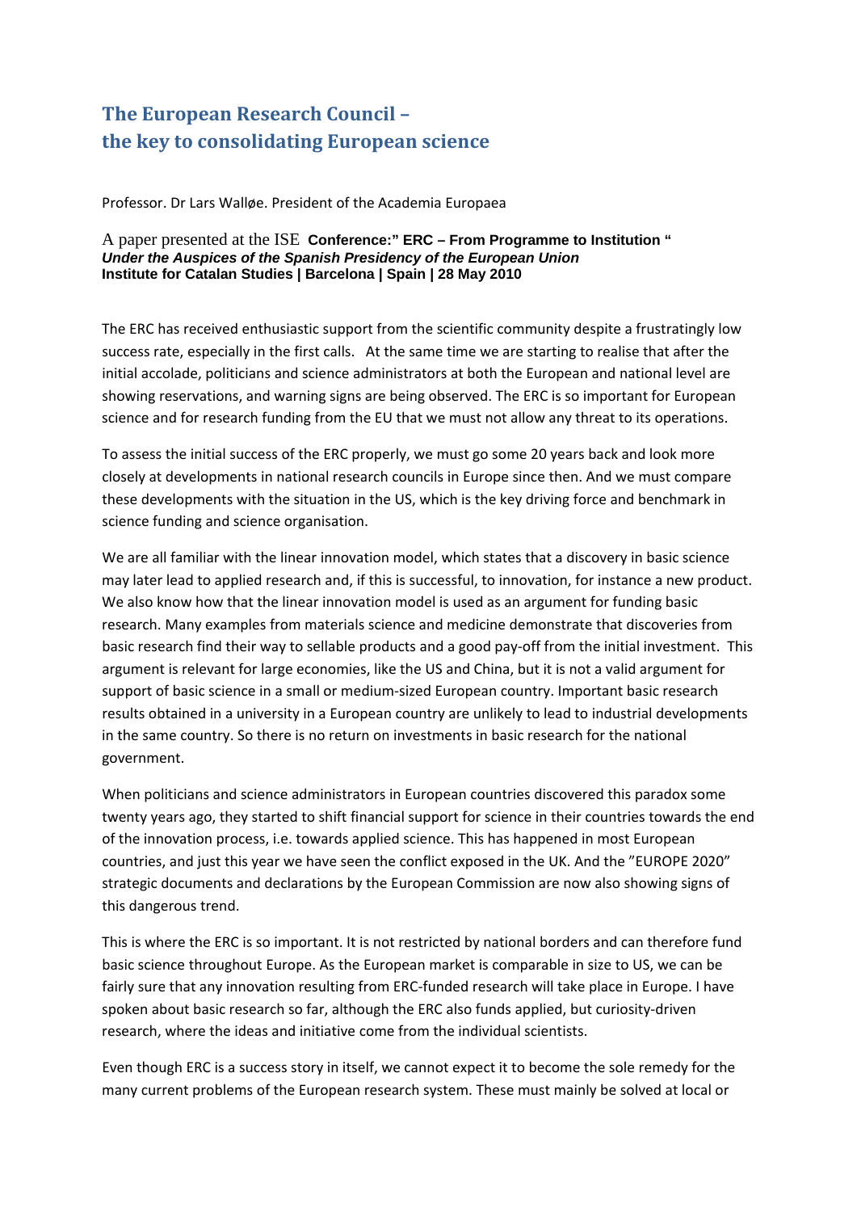# The European Research Council – the key to consolidating European science

Professor. Dr Lars Walløe. President of the Academia Europaea

A paper presented at the ISE **Conference:" ERC – From Programme to Institution "**
***Under the Auspices of the Spanish Presidency of the European Union***
**Institute for Catalan Studies | Barcelona | Spain | 28 May 2010**

The ERC has received enthusiastic support from the scientific community despite a frustratingly low success rate, especially in the first calls. At the same time we are starting to realise that after the initial accolade, politicians and science administrators at both the European and national level are showing reservations, and warning signs are being observed. The ERC is so important for European science and for research funding from the EU that we must not allow any threat to its operations.

To assess the initial success of the ERC properly, we must go some 20 years back and look more closely at developments in national research councils in Europe since then. And we must compare these developments with the situation in the US, which is the key driving force and benchmark in science funding and science organisation.

We are all familiar with the linear innovation model, which states that a discovery in basic science may later lead to applied research and, if this is successful, to innovation, for instance a new product. We also know how that the linear innovation model is used as an argument for funding basic research. Many examples from materials science and medicine demonstrate that discoveries from basic research find their way to sellable products and a good pay-off from the initial investment. This argument is relevant for large economies, like the US and China, but it is not a valid argument for support of basic science in a small or medium-sized European country. Important basic research results obtained in a university in a European country are unlikely to lead to industrial developments in the same country. So there is no return on investments in basic research for the national government.

When politicians and science administrators in European countries discovered this paradox some twenty years ago, they started to shift financial support for science in their countries towards the end of the innovation process, i.e. towards applied science. This has happened in most European countries, and just this year we have seen the conflict exposed in the UK. And the "EUROPE 2020" strategic documents and declarations by the European Commission are now also showing signs of this dangerous trend.

This is where the ERC is so important. It is not restricted by national borders and can therefore fund basic science throughout Europe. As the European market is comparable in size to US, we can be fairly sure that any innovation resulting from ERC-funded research will take place in Europe. I have spoken about basic research so far, although the ERC also funds applied, but curiosity-driven research, where the ideas and initiative come from the individual scientists.

Even though ERC is a success story in itself, we cannot expect it to become the sole remedy for the many current problems of the European research system. These must mainly be solved at local or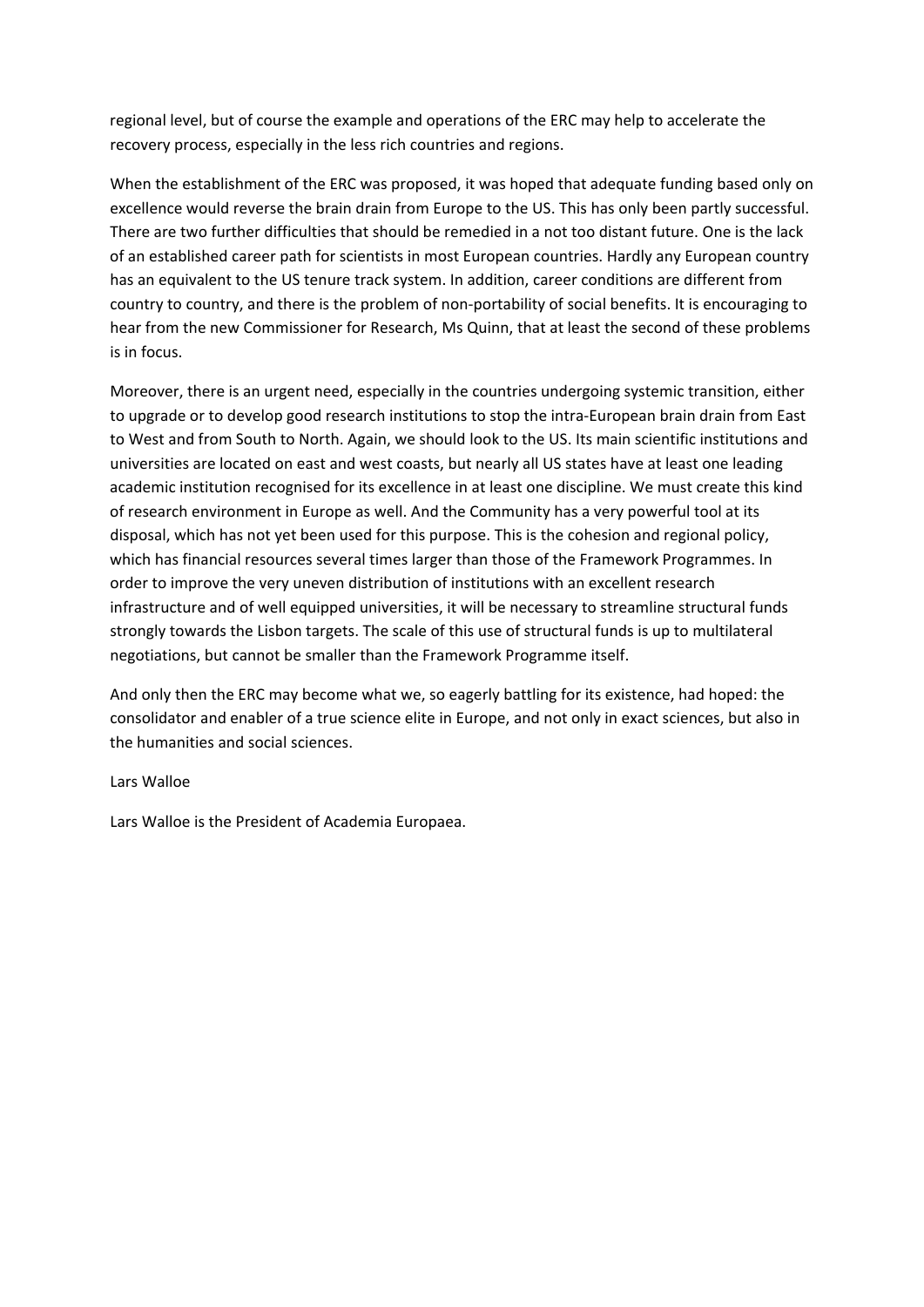regional level, but of course the example and operations of the ERC may help to accelerate the recovery process, especially in the less rich countries and regions.

When the establishment of the ERC was proposed, it was hoped that adequate funding based only on excellence would reverse the brain drain from Europe to the US. This has only been partly successful. There are two further difficulties that should be remedied in a not too distant future. One is the lack of an established career path for scientists in most European countries. Hardly any European country has an equivalent to the US tenure track system. In addition, career conditions are different from country to country, and there is the problem of non-portability of social benefits. It is encouraging to hear from the new Commissioner for Research, Ms Quinn, that at least the second of these problems is in focus.

Moreover, there is an urgent need, especially in the countries undergoing systemic transition, either to upgrade or to develop good research institutions to stop the intra-European brain drain from East to West and from South to North. Again, we should look to the US. Its main scientific institutions and universities are located on east and west coasts, but nearly all US states have at least one leading academic institution recognised for its excellence in at least one discipline. We must create this kind of research environment in Europe as well. And the Community has a very powerful tool at its disposal, which has not yet been used for this purpose. This is the cohesion and regional policy, which has financial resources several times larger than those of the Framework Programmes. In order to improve the very uneven distribution of institutions with an excellent research infrastructure and of well equipped universities, it will be necessary to streamline structural funds strongly towards the Lisbon targets. The scale of this use of structural funds is up to multilateral negotiations, but cannot be smaller than the Framework Programme itself.

And only then the ERC may become what we, so eagerly battling for its existence, had hoped: the consolidator and enabler of a true science elite in Europe, and not only in exact sciences, but also in the humanities and social sciences.

Lars Walloe

Lars Walloe is the President of Academia Europaea.